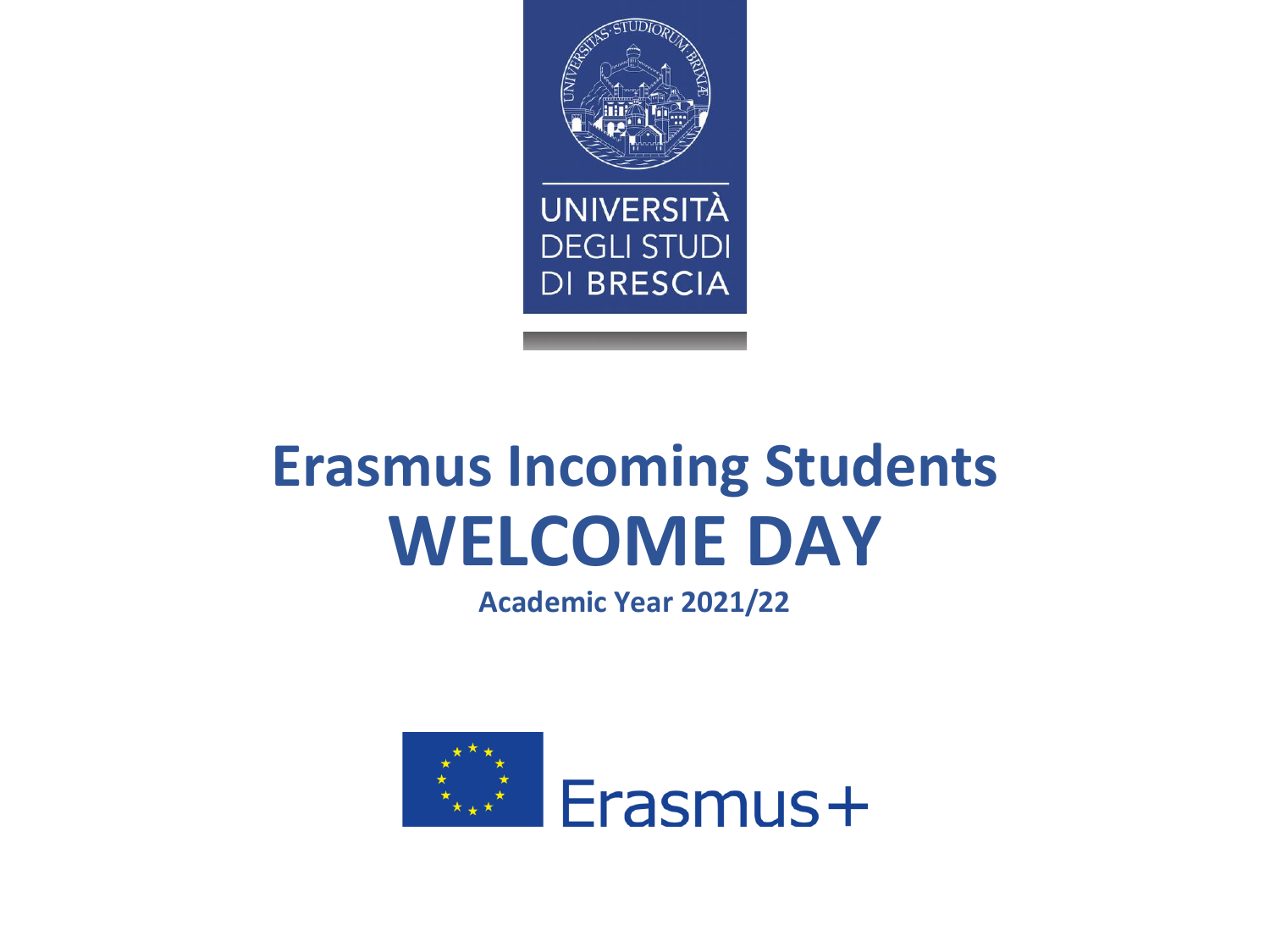UNIVERSITÀ DEGLI STUDI DI BRESCIA

# Erasmus Incoming Students
# WELCOME DAY

**Academic Year 2021/22**

Erasmus+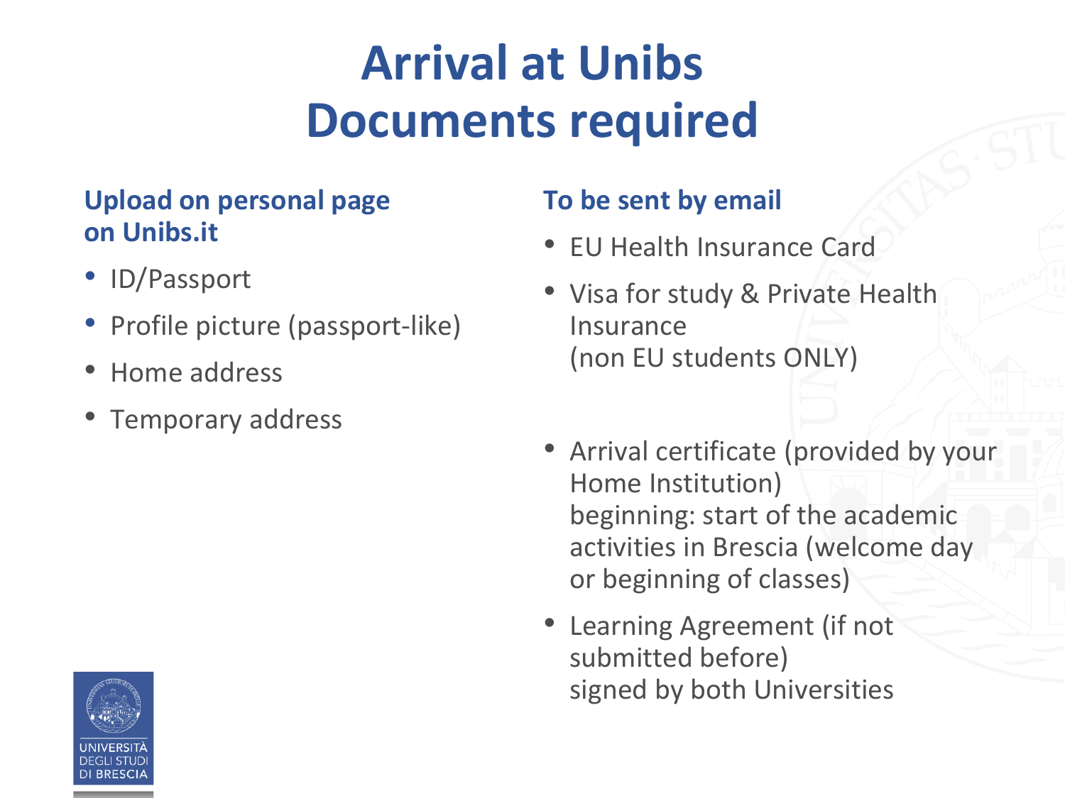# Arrival at Unibs
# Documents required

## Upload on personal page on Unibs.it

- ID/Passport
- Profile picture (passport-like)
- Home address
- Temporary address

## To be sent by email

- EU Health Insurance Card
- Visa for study & Private Health Insurance
  (non EU students ONLY)

- Arrival certificate (provided by your Home Institution)
  beginning: start of the academic activities in Brescia (welcome day or beginning of classes)
- Learning Agreement (if not submitted before)
  signed by both Universities

UNIVERSITÀ DEGLI STUDI DI BRESCIA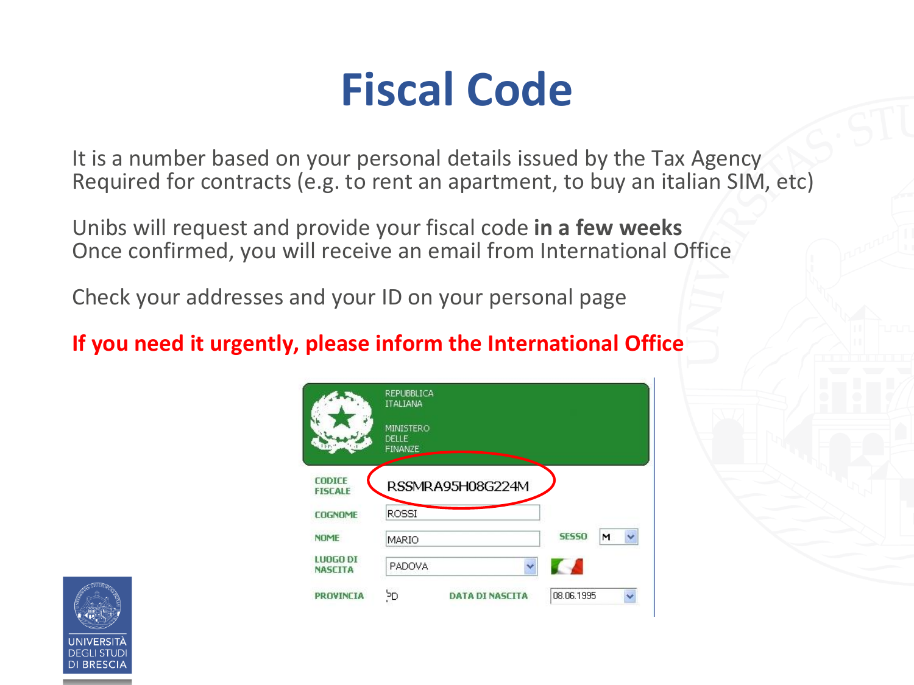# Fiscal Code

It is a number based on your personal details issued by the Tax Agency
Required for contracts (e.g. to rent an apartment, to buy an italian SIM, etc)

Unibs will request and provide your fiscal code **in a few weeks**
Once confirmed, you will receive an email from International Office

Check your addresses and your ID on your personal page

**If you need it urgently, please inform the International Office**

REPUBBLICA ITALIANA

MINISTERO DELLE FINANZE

CODICE FISCALE RSSMRA95H08G224M

COGNOME ROSSI

NOME MARIO

SESSO M

LUOGO DI NASCITA PADOVA

PROVINCIA PD

DATA DI NASCITA 08.06.1995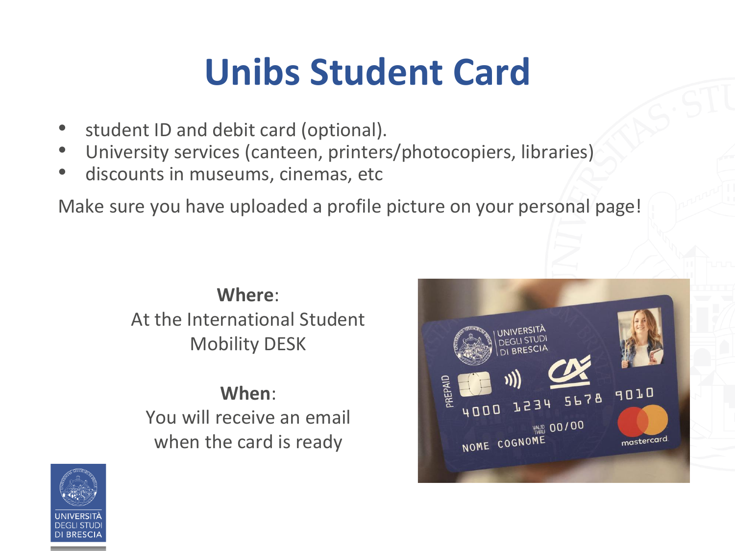# Unibs Student Card

- student ID and debit card (optional).
- University services (canteen, printers/photocopiers, libraries)
- discounts in museums, cinemas, etc

Make sure you have uploaded a profile picture on your personal page!

**Where**:
At the International Student Mobility DESK

**When**:
You will receive an email when the card is ready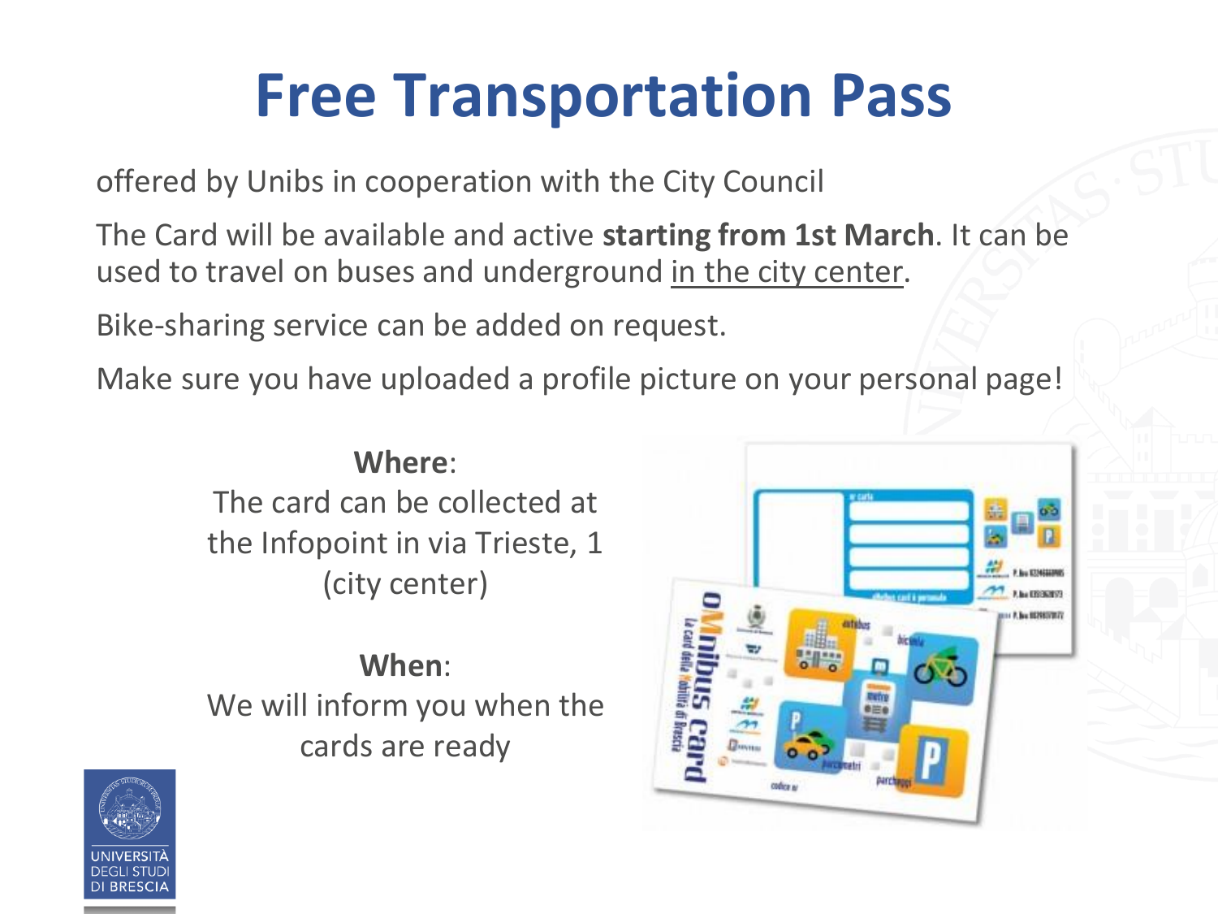# Free Transportation Pass

offered by Unibs in cooperation with the City Council

The Card will be available and active **starting from 1st March**. It can be used to travel on buses and underground in the city center.

Bike-sharing service can be added on request.

Make sure you have uploaded a profile picture on your personal page!

**Where**:
The card can be collected at the Infopoint in via Trieste, 1 (city center)

**When**:
We will inform you when the cards are ready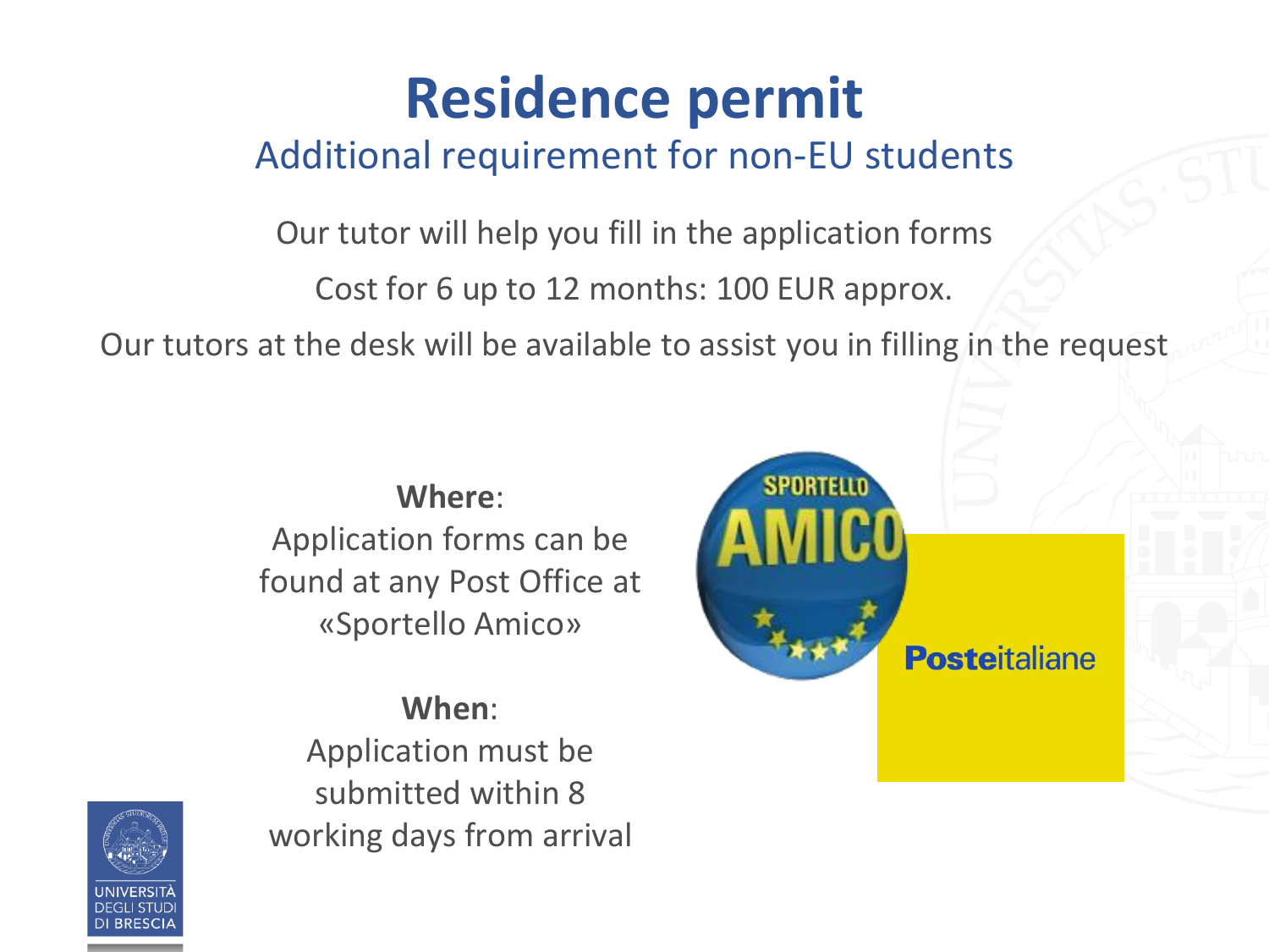# Residence permit

## Additional requirement for non-EU students

Our tutor will help you fill in the application forms

Cost for 6 up to 12 months: 100 EUR approx.

Our tutors at the desk will be available to assist you in filling in the request

**Where**:
Application forms can be found at any Post Office at «Sportello Amico»

**When**:
Application must be submitted within 8 working days from arrival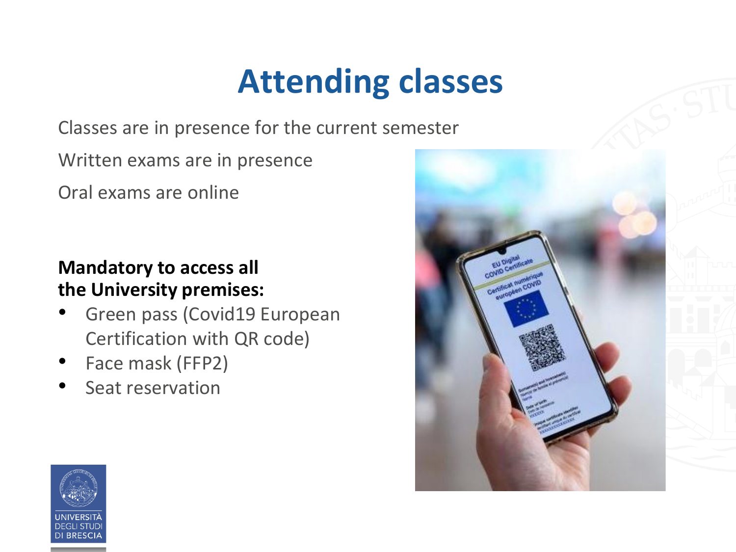# Attending classes

Classes are in presence for the current semester

Written exams are in presence

Oral exams are online

**Mandatory to access all the University premises:**

- Green pass (Covid19 European Certification with QR code)
- Face mask (FFP2)
- Seat reservation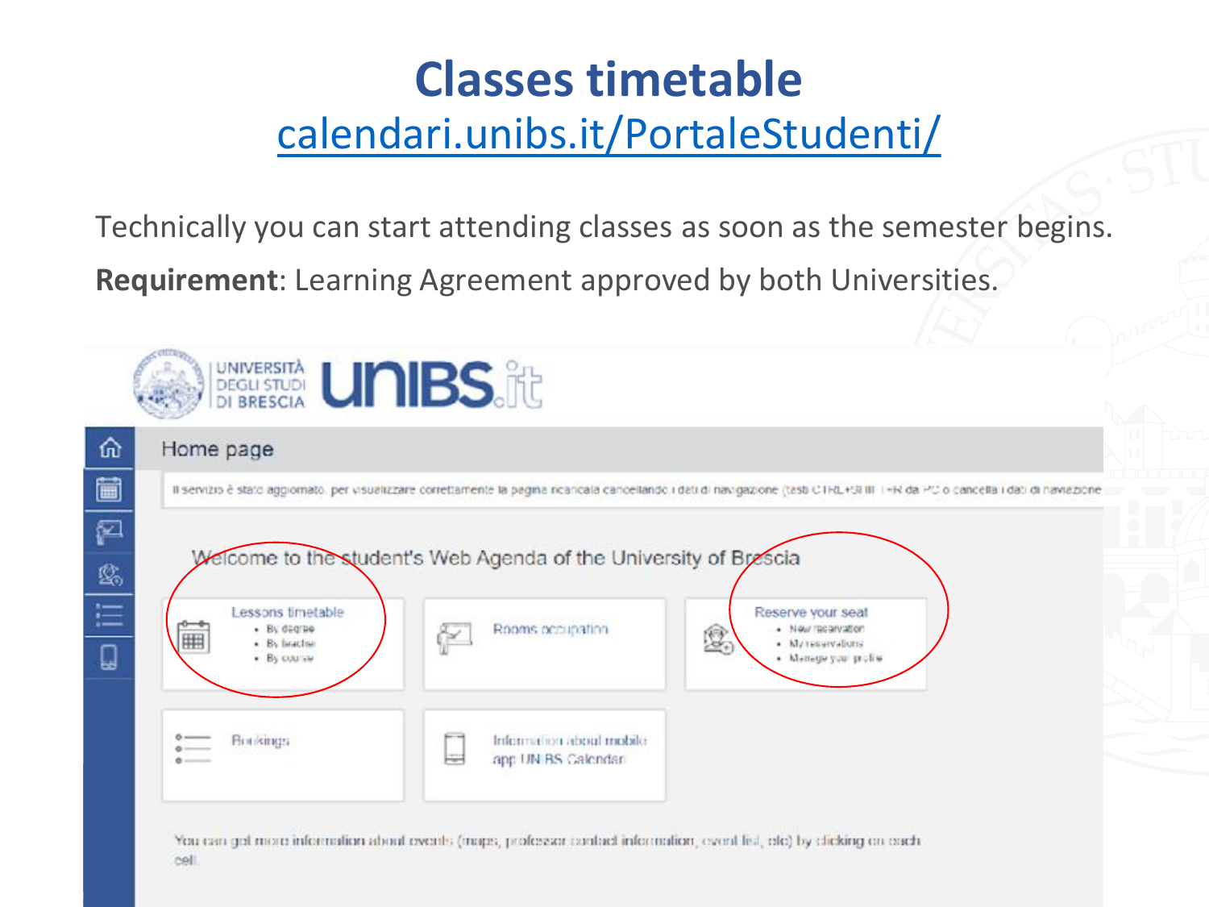# Classes timetable

calendari.unibs.it/PortaleStudenti/

Technically you can start attending classes as soon as the semester begins.

**Requirement**: Learning Agreement approved by both Universities.

UNIVERSITÀ DEGLI STUDI DI BRESCIA unibs.it

Home page

Il servizio è stato aggiornato, per visualizzare correttamente la pagina ricaricala cancellando i dati di navigazione (tasti CTRL+SHIFT+R da PC o cancella i dati di navigazione

Welcome to the student's Web Agenda of the University of Brescia

Lessons timetable
- By degree
- By teacher
- By course

Rooms occupation

Reserve your seat
- New reservation
- My reservations
- Manage your profile

Bookings

Information about mobile app UNIBS Calendar

You can get more information about events (maps, professor contact information, event list, etc) by clicking on each cell.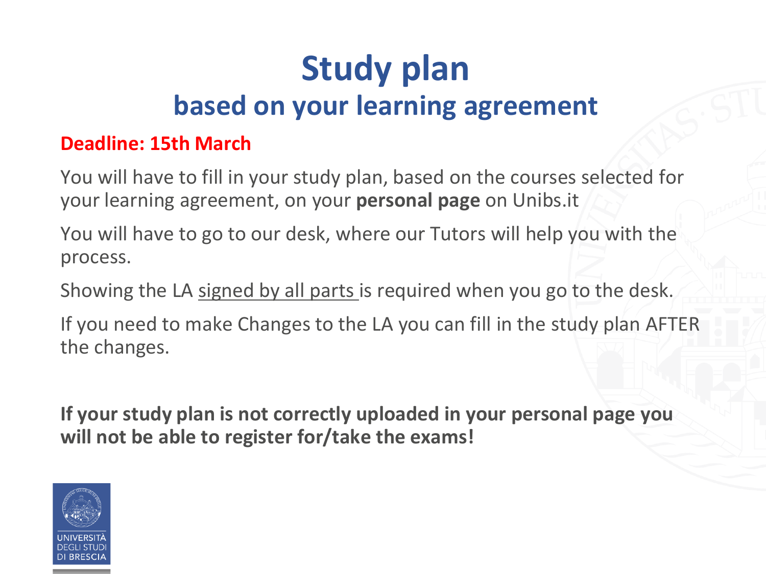# Study plan

## based on your learning agreement

**Deadline: 15th March**

You will have to fill in your study plan, based on the courses selected for your learning agreement, on your **personal page** on Unibs.it

You will have to go to our desk, where our Tutors will help you with the process.

Showing the LA signed by all parts is required when you go to the desk.

If you need to make Changes to the LA you can fill in the study plan AFTER the changes.

**If your study plan is not correctly uploaded in your personal page you will not be able to register for/take the exams!**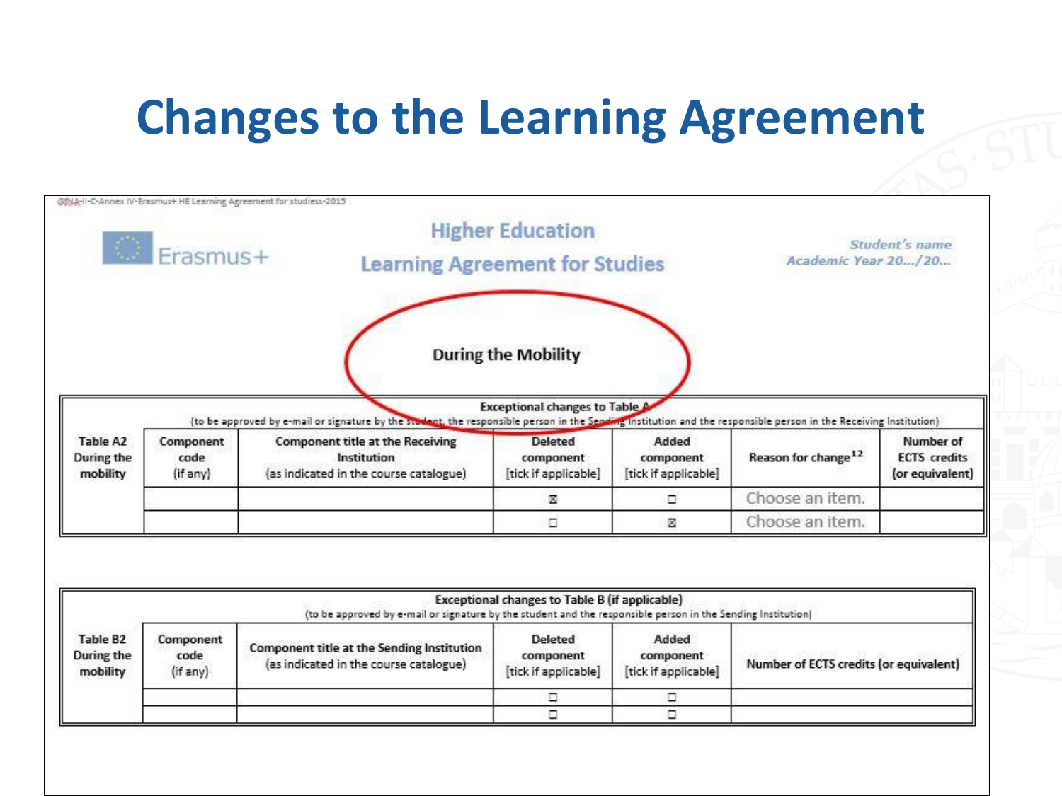# Changes to the Learning Agreement

GENA-II-C-Annex IV-Erasmus+ HE Learning Agreement for studies-2015

Erasmus+

**Higher Education**
**Learning Agreement for Studies**

*Student's name*
*Academic Year 20…/20…*

**During the Mobility**

**Exceptional changes to Table A**
(to be approved by e-mail or signature by the student, the responsible person in the Sending Institution and the responsible person in the Receiving Institution)

| Table A2 During the mobility | Component code (if any) | Component title at the Receiving Institution (as indicated in the course catalogue) | Deleted component [tick if applicable] | Added component [tick if applicable] | Reason for change[12] | Number of ECTS credits (or equivalent) |
|---|---|---|---|---|---|---|
| | | | ☒ | ☐ | Choose an item. | |
| | | | ☐ | ☒ | Choose an item. | |

**Exceptional changes to Table B (if applicable)**
(to be approved by e-mail or signature by the student and the responsible person in the Sending Institution)

| Table B2 During the mobility | Component code (if any) | Component title at the Sending Institution (as indicated in the course catalogue) | Deleted component [tick if applicable] | Added component [tick if applicable] | Number of ECTS credits (or equivalent) |
|---|---|---|---|---|---|
| | | | ☐ | ☐ | |
| | | | ☐ | ☐ | |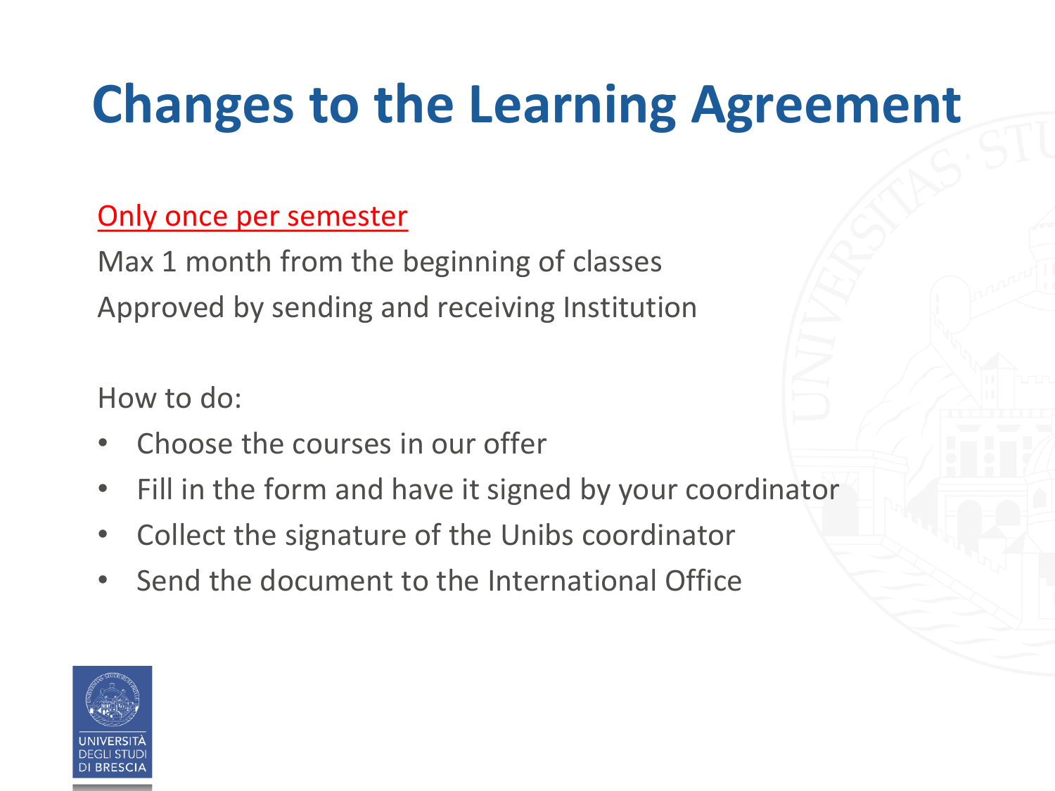# Changes to the Learning Agreement

Only once per semester

Max 1 month from the beginning of classes

Approved by sending and receiving Institution

How to do:

- Choose the courses in our offer
- Fill in the form and have it signed by your coordinator
- Collect the signature of the Unibs coordinator
- Send the document to the International Office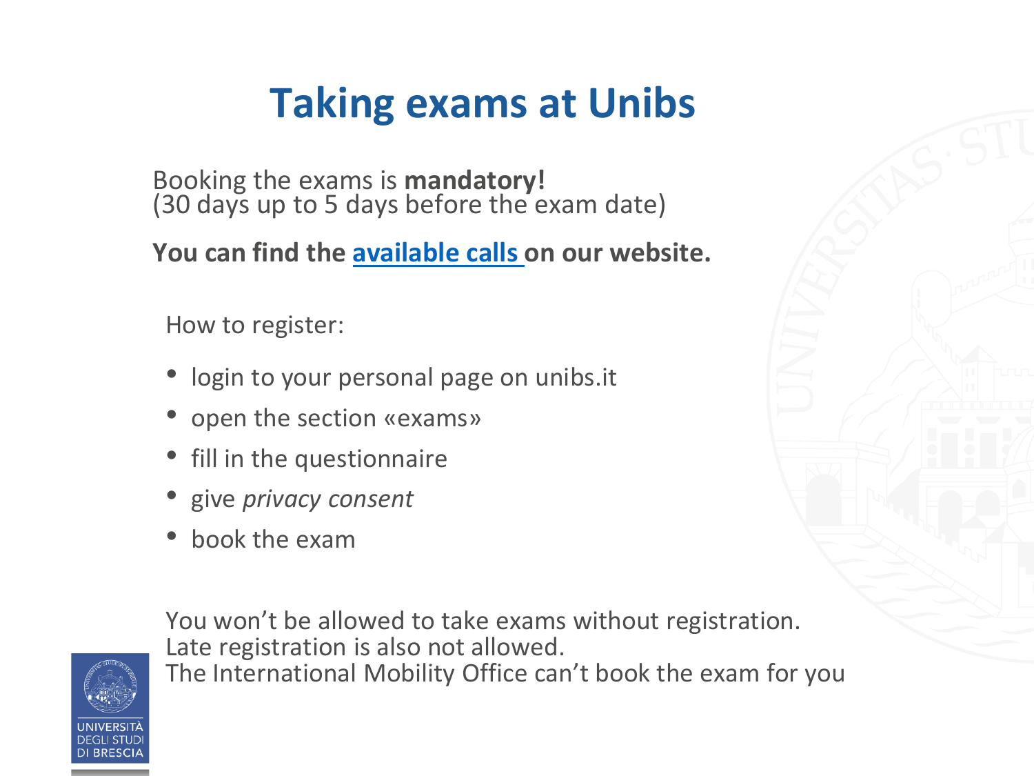# Taking exams at Unibs

Booking the exams is **mandatory!**
(30 days up to 5 days before the exam date)

**You can find the available calls on our website.**

How to register:

- login to your personal page on unibs.it
- open the section «exams»
- fill in the questionnaire
- give *privacy consent*
- book the exam

You won't be allowed to take exams without registration.
Late registration is also not allowed.
The International Mobility Office can't book the exam for you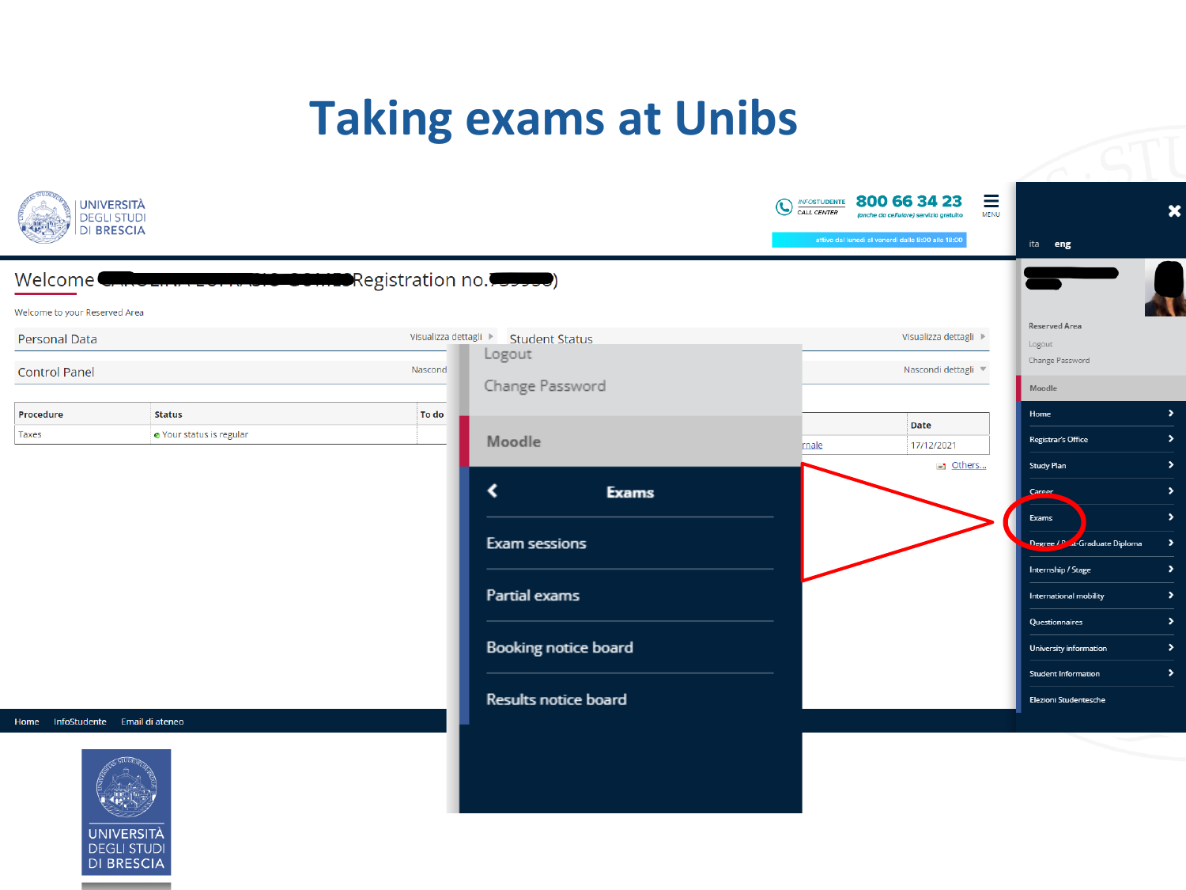# Taking exams at Unibs

UNIVERSITÀ DEGLI STUDI DI BRESCIA

INFOSTUDENTE CALL CENTER 800 66 34 23 (anche da cellulare) servizio gratuito

attivo dal lunedì al venerdì dalle 8:00 alle 18:00

MENU

Welcome Registration no.)

Welcome to your Reserved Area

Personal Data — Visualizza dettagli

Student Status — Visualizza dettagli

Control Panel — Nascondi dettagli

| Procedure | Status | To do |
|---|---|---|
| Taxes | Your status is regular | |

| | Date |
|---|---|
| rnale | 17/12/2021 |

Others...

Logout

Change Password

Moodle

Exams

- Exam sessions
- Partial exams
- Booking notice board
- Results notice board

ita eng

Reserved Area

Logout

Change Password

Moodle

- Home
- Registrar's Office
- Study Plan
- Career
- Exams
- Degree / Post-Graduate Diploma
- Internship / Stage
- International mobility
- Questionnaires
- University information
- Student Information
- Elezioni Studentesche

Home InfoStudente Email di ateneo

UNIVERSITÀ DEGLI STUDI DI BRESCIA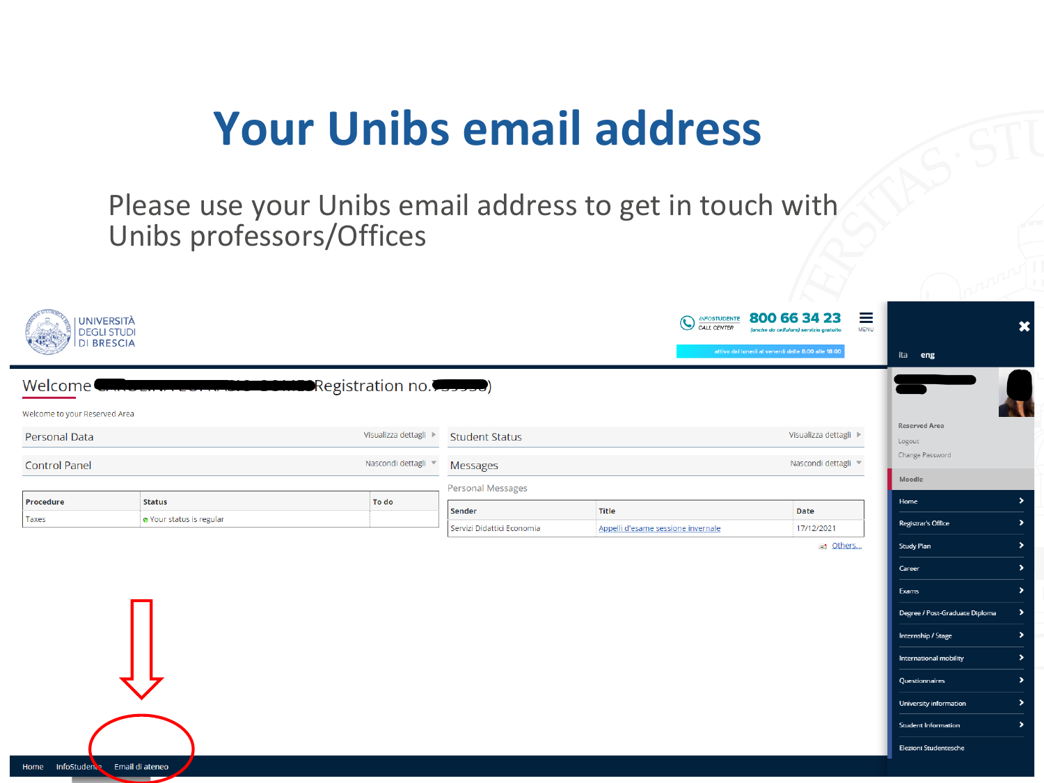# Your Unibs email address

Please use your Unibs email address to get in touch with Unibs professors/Offices

UNIVERSITÀ DEGLI STUDI DI BRESCIA

INFOSTUDENTE CALL CENTER 800 66 34 23 (anche da cellulare) servizio gratuito

MENU

attivo dal lunedì al venerdì dalle 8:00 alle 18:00

Welcome Registration no. )

Welcome to your Reserved Area

Personal Data — Visualizza dettagli

Student Status — Visualizza dettagli

Control Panel — Nascondi dettagli

Messages — Nascondi dettagli

| Procedure | Status | To do |
|---|---|---|
| Taxes | Your status is regular | |

Personal Messages

| Sender | Title | Date |
|---|---|---|
| Servizi Didattici Economia | Appelli d'esame sessione invernale | 17/12/2021 |

Others...

Home InfoStudente Email di ateneo

ita eng

Reserved Area

Logout

Change Password

Moodle

- Home
- Registrar's Office
- Study Plan
- Career
- Exams
- Degree / Post-Graduate Diploma
- Internship / Stage
- International mobility
- Questionnaires
- University information
- Student Information
- Elezioni Studentesche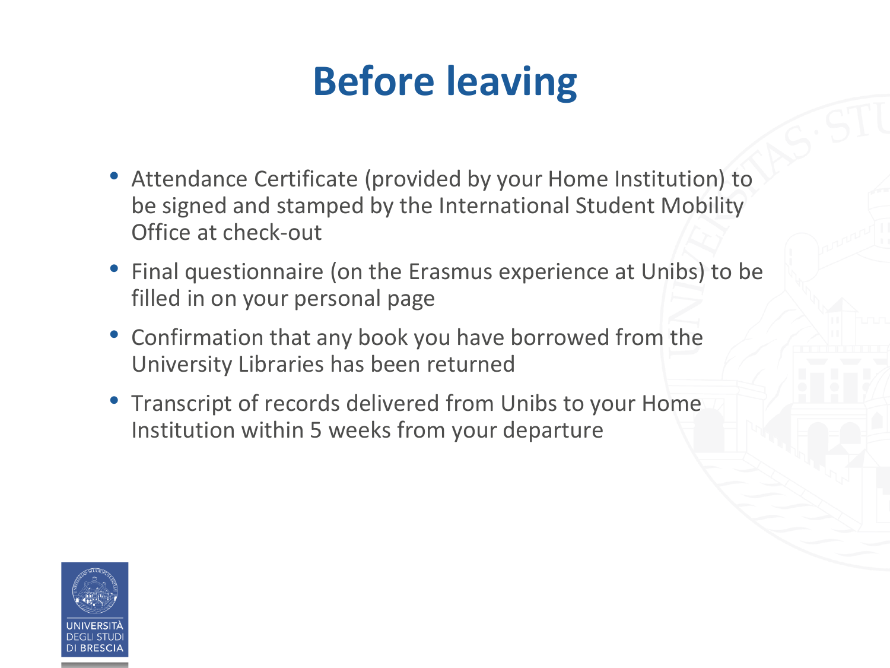# Before leaving

- Attendance Certificate (provided by your Home Institution) to be signed and stamped by the International Student Mobility Office at check-out
- Final questionnaire (on the Erasmus experience at Unibs) to be filled in on your personal page
- Confirmation that any book you have borrowed from the University Libraries has been returned
- Transcript of records delivered from Unibs to your Home Institution within 5 weeks from your departure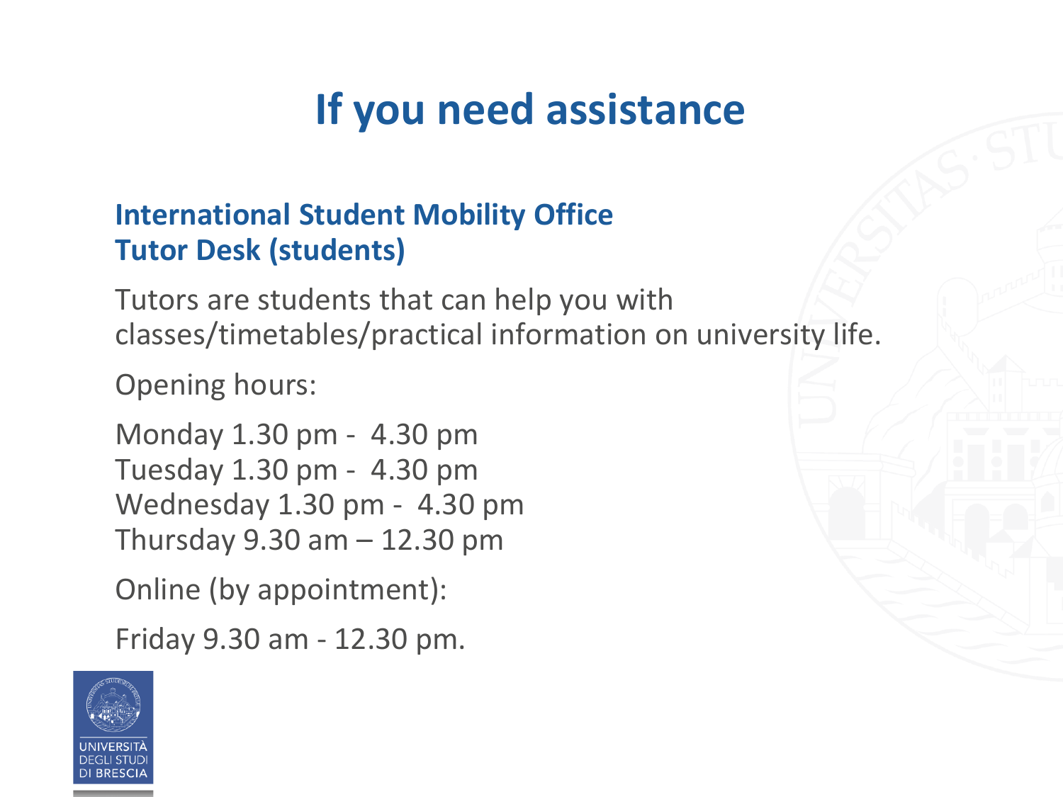# If you need assistance

## International Student Mobility Office
## Tutor Desk (students)

Tutors are students that can help you with classes/timetables/practical information on university life.

Opening hours:

Monday 1.30 pm - 4.30 pm
Tuesday 1.30 pm - 4.30 pm
Wednesday 1.30 pm - 4.30 pm
Thursday 9.30 am – 12.30 pm

Online (by appointment):

Friday 9.30 am - 12.30 pm.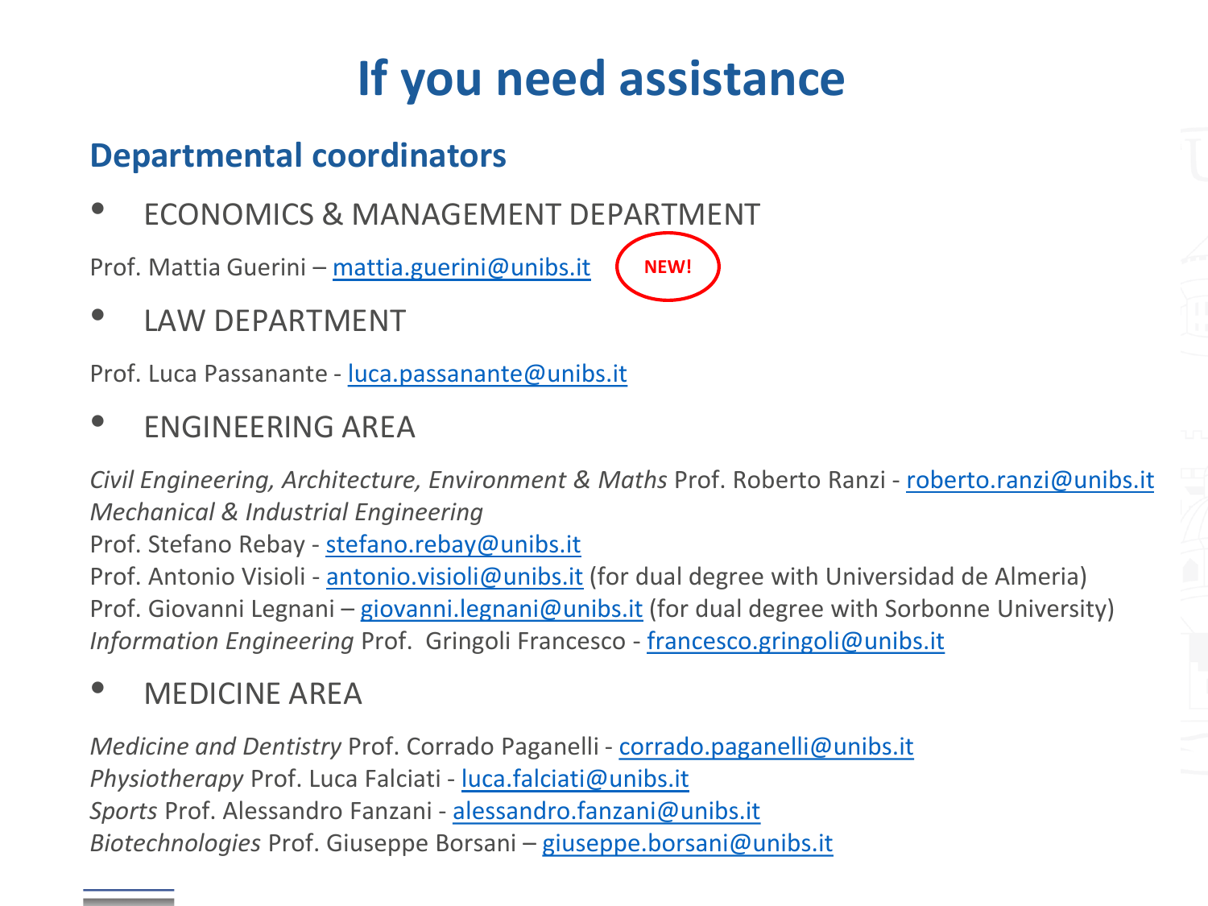# If you need assistance

## Departmental coordinators

- ECONOMICS & MANAGEMENT DEPARTMENT

Prof. Mattia Guerini – mattia.guerini@unibs.it NEW!

- LAW DEPARTMENT

Prof. Luca Passanante - luca.passanante@unibs.it

- ENGINEERING AREA

*Civil Engineering, Architecture, Environment & Maths* Prof. Roberto Ranzi - roberto.ranzi@unibs.it
*Mechanical & Industrial Engineering*
Prof. Stefano Rebay - stefano.rebay@unibs.it
Prof. Antonio Visioli - antonio.visioli@unibs.it (for dual degree with Universidad de Almeria)
Prof. Giovanni Legnani – giovanni.legnani@unibs.it (for dual degree with Sorbonne University)
*Information Engineering* Prof. Gringoli Francesco - francesco.gringoli@unibs.it

- MEDICINE AREA

*Medicine and Dentistry* Prof. Corrado Paganelli - corrado.paganelli@unibs.it
*Physiotherapy* Prof. Luca Falciati - luca.falciati@unibs.it
*Sports* Prof. Alessandro Fanzani - alessandro.fanzani@unibs.it
*Biotechnologies* Prof. Giuseppe Borsani – giuseppe.borsani@unibs.it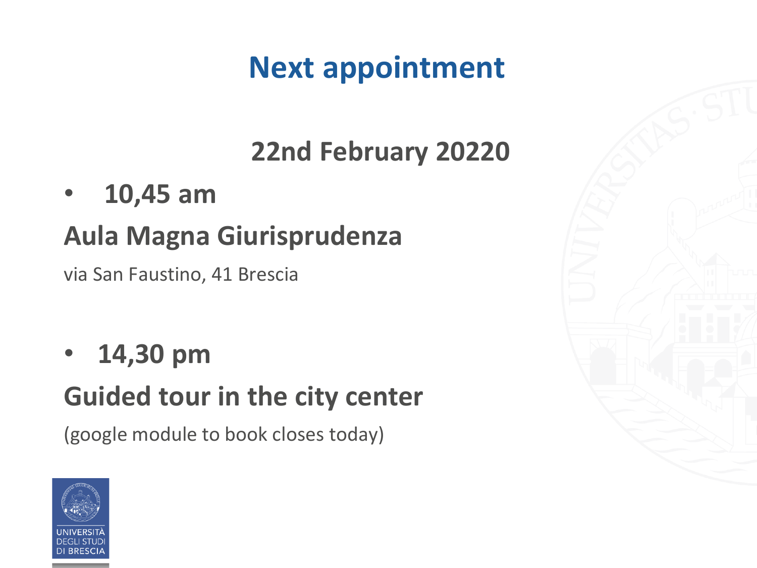# Next appointment

## 22nd February 20220

- **10,45 am**

**Aula Magna Giurisprudenza**

via San Faustino, 41 Brescia

- **14,30 pm**

**Guided tour in the city center**

(google module to book closes today)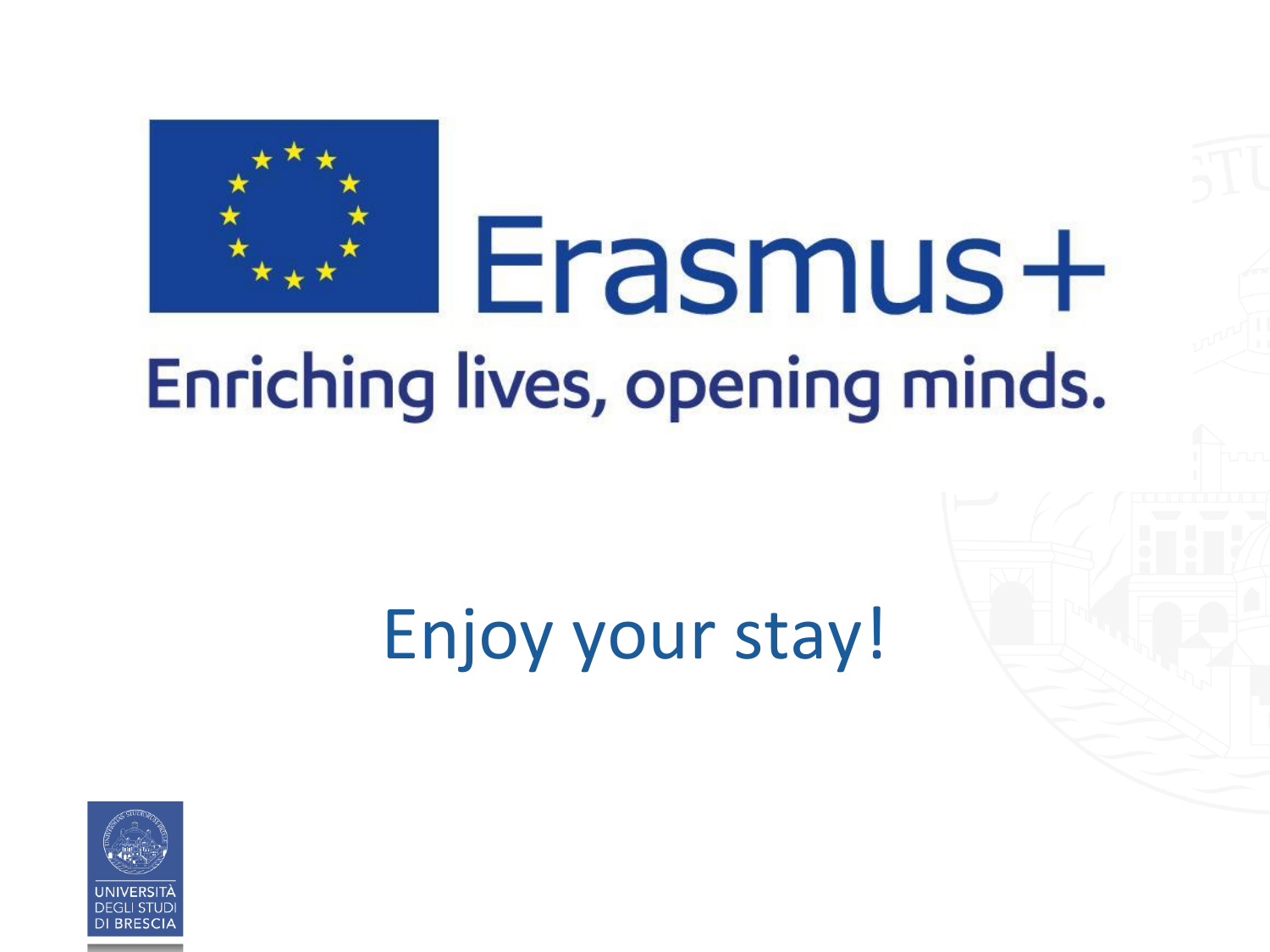Erasmus+

Enriching lives, opening minds.

Enjoy your stay!

UNIVERSITÀ DEGLI STUDI DI BRESCIA